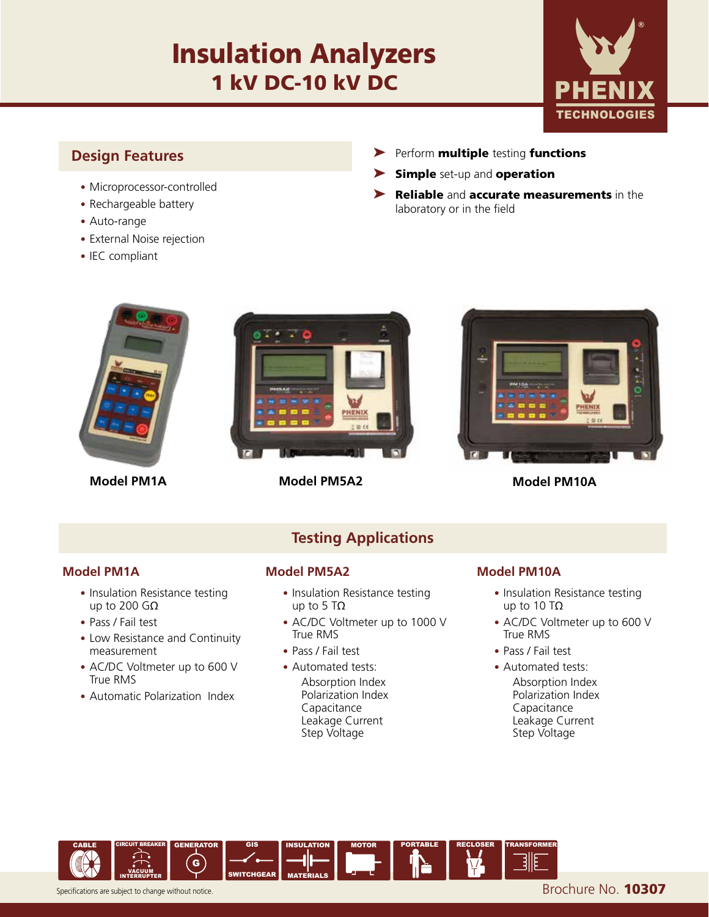# Insulation Analyzers

## 1 kV DC-10 kV DC

PHENIX TECHNOLOGIES

## Design Features

- Microprocessor-controlled
- Rechargeable battery
- Auto-range
- External Noise rejection
- IEC compliant

- Perform **multiple** testing **functions**
- **Simple** set-up and **operation**
- **Reliable** and **accurate measurements** in the laboratory or in the field

**Model PM1A**

**Model PM5A2**

**Model PM10A**

## Testing Applications

### Model PM1A

- Insulation Resistance testing up to 200 GΩ
- Pass / Fail test
- Low Resistance and Continuity measurement
- AC/DC Voltmeter up to 600 V True RMS
- Automatic Polarization Index

### Model PM5A2

- Insulation Resistance testing up to 5 TΩ
- AC/DC Voltmeter up to 1000 V True RMS
- Pass / Fail test
- Automated tests:
  - Absorption Index
  - Polarization Index
  - Capacitance
  - Leakage Current
  - Step Voltage

### Model PM10A

- Insulation Resistance testing up to 10 TΩ
- AC/DC Voltmeter up to 600 V True RMS
- Pass / Fail test
- Automated tests:
  - Absorption Index
  - Polarization Index
  - Capacitance
  - Leakage Current
  - Step Voltage

CABLE | CIRCUIT BREAKER VACUUM INTERRUPTER | GENERATOR | GIS SWITCHGEAR | INSULATION MATERIALS | MOTOR | PORTABLE | RECLOSER | TRANSFORMER

Specifications are subject to change without notice.

Brochure No. **10307**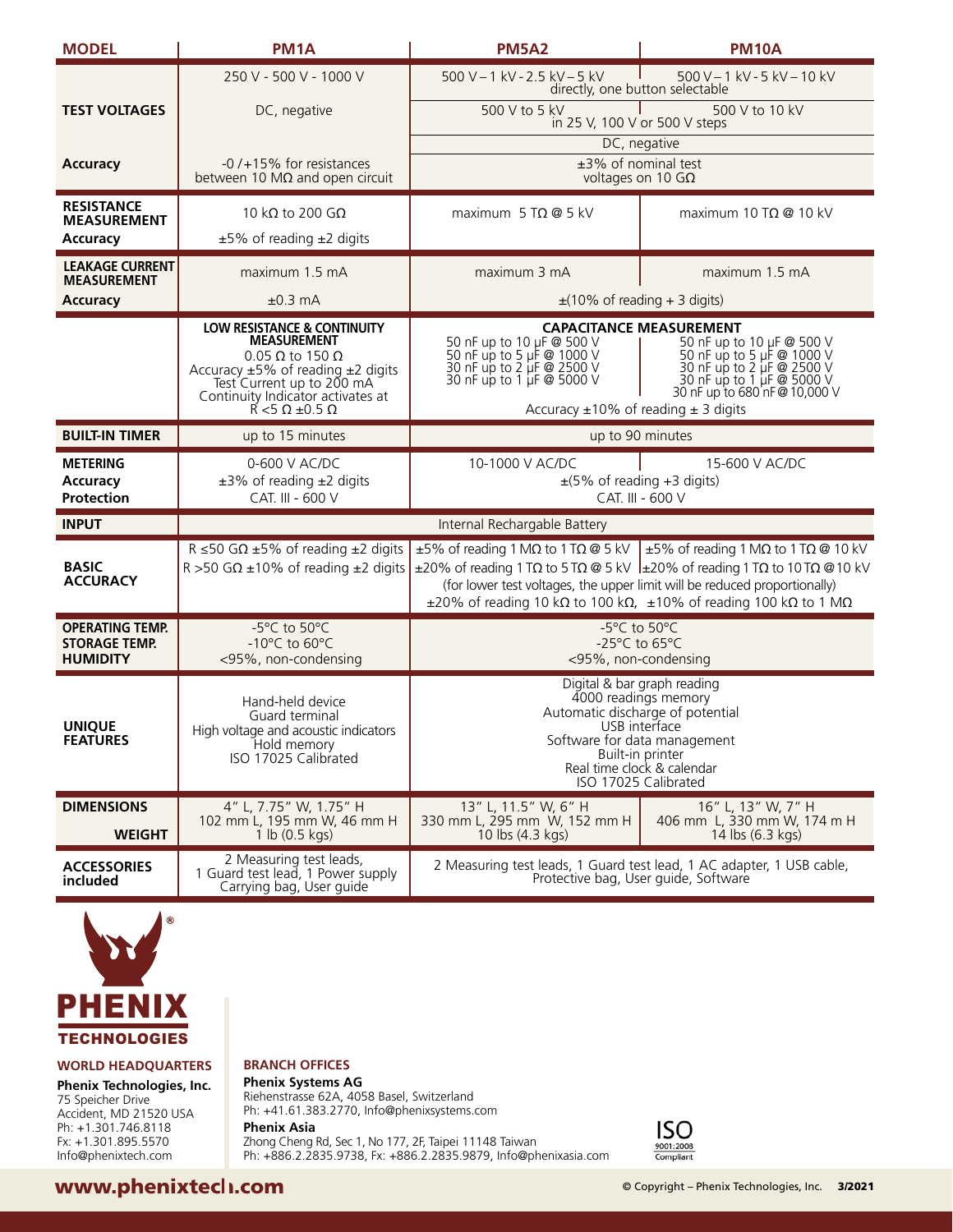| MODEL | PM1A | PM5A2 | PM10A |
|---|---|---|---|
| **TEST VOLTAGES** | 250 V - 500 V - 1000 V | 500 V – 1 kV - 2.5 kV – 5 kV (directly, one button selectable) | 500 V – 1 kV - 5 kV – 10 kV (directly, one button selectable) |
| | DC, negative | 500 V to 5 kV (in 25 V, 100 V or 500 V steps) | 500 V to 10 kV (in 25 V, 100 V or 500 V steps) |
| | | DC, negative | DC, negative |
| **Accuracy** | -0 /+15% for resistances between 10 MΩ and open circuit | ±3% of nominal test voltages on 10 GΩ | ±3% of nominal test voltages on 10 GΩ |
| **RESISTANCE MEASUREMENT** | 10 kΩ to 200 GΩ | maximum 5 TΩ @ 5 kV | maximum 10 TΩ @ 10 kV |
| **Accuracy** | ±5% of reading ±2 digits | | |
| **LEAKAGE CURRENT MEASUREMENT** | maximum 1.5 mA | maximum 3 mA | maximum 1.5 mA |
| **Accuracy** | ±0.3 mA | ±(10% of reading + 3 digits) | ±(10% of reading + 3 digits) |
| | **LOW RESISTANCE & CONTINUITY MEASUREMENT** 0.05 Ω to 150 Ω; Accuracy ±5% of reading ±2 digits; Test Current up to 200 mA; Continuity Indicator activates at R <5 Ω ±0.5 Ω | **CAPACITANCE MEASUREMENT** 50 nF up to 10 µF @ 500 V; 50 nF up to 5 µF @ 1000 V; 30 nF up to 2 µF @ 2500 V; 30 nF up to 1 µF @ 5000 V; Accuracy ±10% of reading ± 3 digits | **CAPACITANCE MEASUREMENT** 50 nF up to 10 µF @ 500 V; 50 nF up to 5 µF @ 1000 V; 30 nF up to 2 µF @ 2500 V; 30 nF up to 1 µF @ 5000 V; 30 nF up to 680 nF @ 10,000 V; Accuracy ±10% of reading ± 3 digits |
| **BUILT-IN TIMER** | up to 15 minutes | up to 90 minutes | up to 90 minutes |
| **METERING** | 0-600 V AC/DC | 10-1000 V AC/DC | 15-600 V AC/DC |
| **Accuracy** | ±3% of reading ±2 digits | ±(5% of reading +3 digits) | ±(5% of reading +3 digits) |
| **Protection** | CAT. III - 600 V | CAT. III - 600 V | CAT. III - 600 V |
| **INPUT** | Internal Rechargable Battery | Internal Rechargable Battery | Internal Rechargable Battery |
| **BASIC ACCURACY** | R ≤50 GΩ ±5% of reading ±2 digits; R >50 GΩ ±10% of reading ±2 digits | ±5% of reading 1 MΩ to 1 TΩ @ 5 kV; ±20% of reading 1 TΩ to 5 TΩ @ 5 kV; (for lower test voltages, the upper limit will be reduced proportionally); ±20% of reading 10 kΩ to 100 kΩ, ±10% of reading 100 kΩ to 1 MΩ | ±5% of reading 1 MΩ to 1 TΩ @ 10 kV; ±20% of reading 1 TΩ to 10 TΩ @10 kV; (for lower test voltages, the upper limit will be reduced proportionally); ±20% of reading 10 kΩ to 100 kΩ, ±10% of reading 100 kΩ to 1 MΩ |
| **OPERATING TEMP. / STORAGE TEMP. / HUMIDITY** | -5°C to 50°C; -10°C to 60°C; <95%, non-condensing | -5°C to 50°C; -25°C to 65°C; <95%, non-condensing | -5°C to 50°C; -25°C to 65°C; <95%, non-condensing |
| **UNIQUE FEATURES** | Hand-held device; Guard terminal; High voltage and acoustic indicators; Hold memory; ISO 17025 Calibrated | Digital & bar graph reading; 4000 readings memory; Automatic discharge of potential; USB interface; Software for data management; Built-in printer; Real time clock & calendar; ISO 17025 Calibrated | Digital & bar graph reading; 4000 readings memory; Automatic discharge of potential; USB interface; Software for data management; Built-in printer; Real time clock & calendar; ISO 17025 Calibrated |
| **DIMENSIONS / WEIGHT** | 4" L, 7.75" W, 1.75" H; 102 mm L, 195 mm W, 46 mm H; 1 lb (0.5 kgs) | 13" L, 11.5" W, 6" H; 330 mm L, 295 mm W, 152 mm H; 10 lbs (4.3 kgs) | 16" L, 13" W, 7" H; 406 mm L, 330 mm W, 174 m H; 14 lbs (6.3 kgs) |
| **ACCESSORIES included** | 2 Measuring test leads, 1 Guard test lead, 1 Power supply, Carrying bag, User guide | 2 Measuring test leads, 1 Guard test lead, 1 AC adapter, 1 USB cable, Protective bag, User guide, Software | 2 Measuring test leads, 1 Guard test lead, 1 AC adapter, 1 USB cable, Protective bag, User guide, Software |

PHENIX TECHNOLOGIES

**WORLD HEADQUARTERS**

**Phenix Technologies, Inc.**
75 Speicher Drive
Accident, MD 21520 USA
Ph: +1.301.746.8118
Fx: +1.301.895.5570
Info@phenixtech.com

**BRANCH OFFICES**

**Phenix Systems AG**
Riehenstrasse 62A, 4058 Basel, Switzerland
Ph: +41.61.383.2770, Info@phenixsystems.com

**Phenix Asia**
Zhong Cheng Rd, Sec 1, No 177, 2F, Taipei 11148 Taiwan
Ph: +886.2.2835.9738, Fx: +886.2.2835.9879, Info@phenixasia.com

ISO 9001:2008 Compliant

**www.phenixtech.com**

© Copyright – Phenix Technologies, Inc. 3/2021